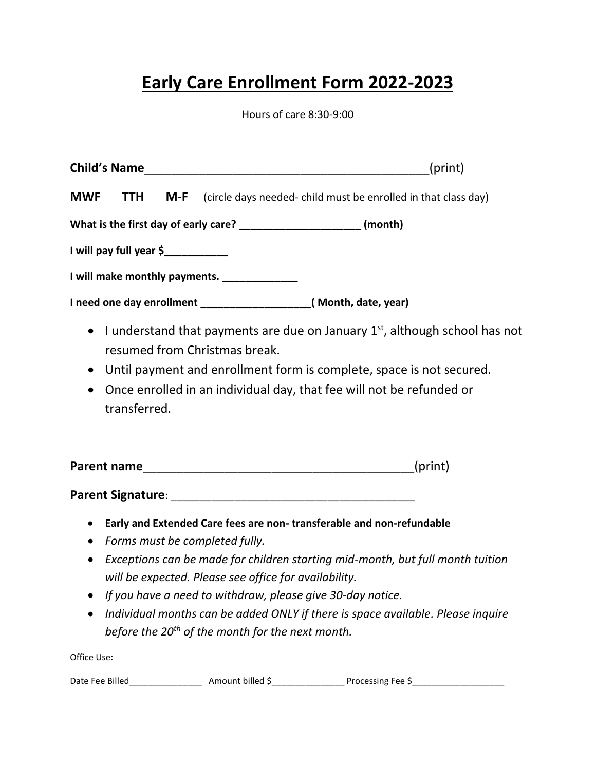# Early Care Enrollment Form 2022-2023

Hours of care 8:30-9:00

**Child's Name**___________________________________________(print)

**MWF** **TTH** **M-F** (circle days needed- child must be enrolled in that class day)

**What is the first day of early care? ____________________ (month)**

**I will pay full year $___________**

**I will make monthly payments. _____________**

**I need one day enrollment ___________________( Month, date, year)**

- I understand that payments are due on January 1st, although school has not resumed from Christmas break.
- Until payment and enrollment form is complete, space is not secured.
- Once enrolled in an individual day, that fee will not be refunded or transferred.

**Parent name**_________________________________________(print)

**Parent Signature**: _____________________________________

- **Early and Extended Care fees are non- transferable and non-refundable**
- *Forms must be completed fully.*
- *Exceptions can be made for children starting mid-month, but full month tuition will be expected. Please see office for availability.*
- *If you have a need to withdraw, please give 30-day notice.*
- *Individual months can be added ONLY if there is space available. Please inquire before the 20th of the month for the next month.*

Office Use:

Date Fee Billed_______________ Amount billed $_______________ Processing Fee $___________________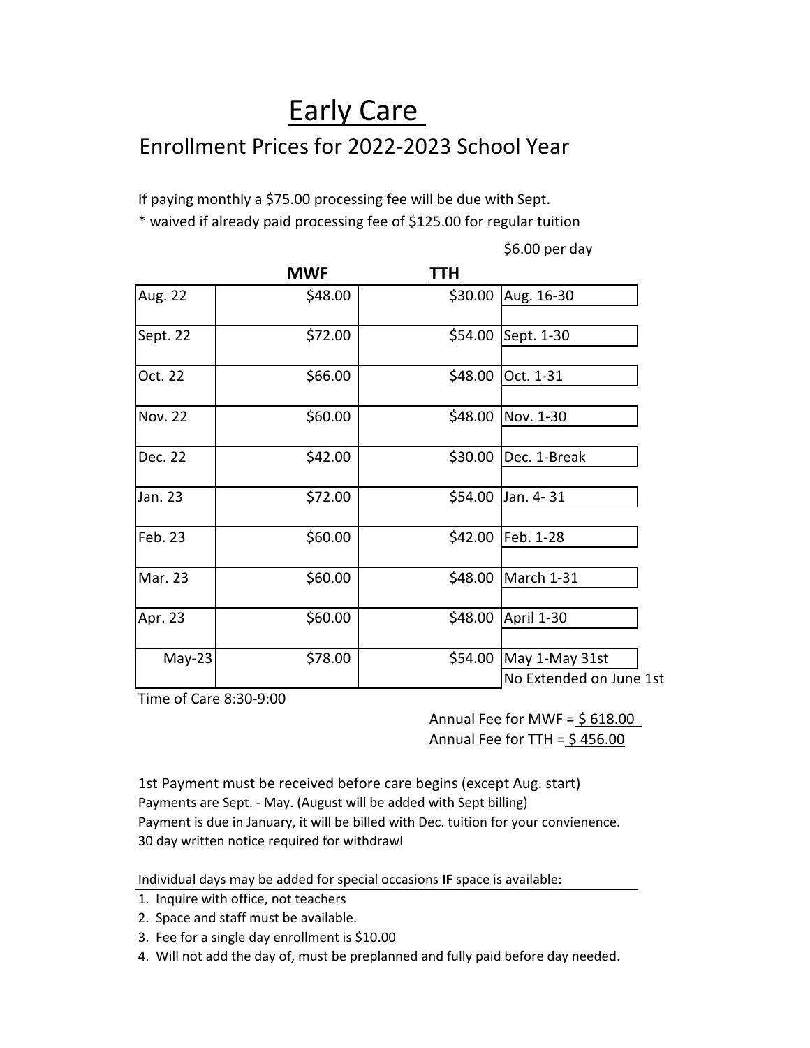# Early Care

## Enrollment Prices for 2022-2023 School Year

If paying monthly a $75.00 processing fee will be due with Sept.
* waived if already paid processing fee of $125.00 for regular tuition

| | MWF | TTH | $6.00 per day |
|---|---|---|---|
| Aug. 22 | $48.00 | $30.00 | Aug. 16-30 |
| Sept. 22 | $72.00 | $54.00 | Sept. 1-30 |
| Oct. 22 | $66.00 | $48.00 | Oct. 1-31 |
| Nov. 22 | $60.00 | $48.00 | Nov. 1-30 |
| Dec. 22 | $42.00 | $30.00 | Dec. 1-Break |
| Jan. 23 | $72.00 | $54.00 | Jan. 4- 31 |
| Feb. 23 | $60.00 | $42.00 | Feb. 1-28 |
| Mar. 23 | $60.00 | $48.00 | March 1-31 |
| Apr. 23 | $60.00 | $48.00 | April 1-30 |
| May-23 | $78.00 | $54.00 | May 1-May 31st<br>No Extended on June 1st |

Time of Care 8:30-9:00

Annual Fee for MWF = $ 618.00
Annual Fee for TTH = $ 456.00

1st Payment must be received before care begins (except Aug. start)
Payments are Sept. - May. (August will be added with Sept billing)
Payment is due in January, it will be billed with Dec. tuition for your convienence.
30 day written notice required for withdrawl

Individual days may be added for special occasions **IF** space is available:

1. Inquire with office, not teachers
2. Space and staff must be available.
3. Fee for a single day enrollment is $10.00
4. Will not add the day of, must be preplanned and fully paid before day needed.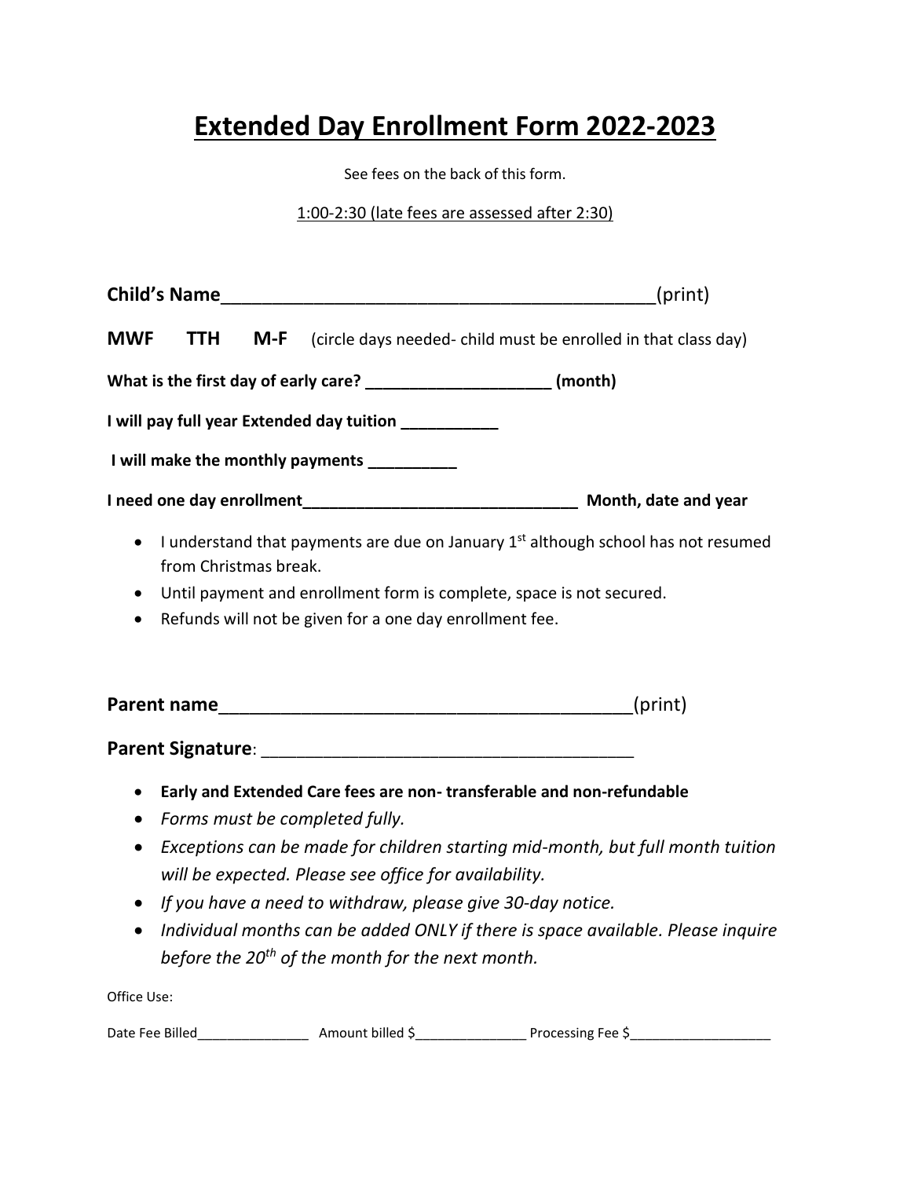# Extended Day Enrollment Form 2022-2023

See fees on the back of this form.

1:00-2:30 (late fees are assessed after 2:30)

**Child's Name**___________________________________________(print)

**MWF TTH M-F** (circle days needed- child must be enrolled in that class day)

**What is the first day of early care? ____________________ (month)**

**I will pay full year Extended day tuition ___________**

**I will make the monthly payments __________**

**I need one day enrollment_______________________________ Month, date and year**

- I understand that payments are due on January 1st although school has not resumed from Christmas break.
- Until payment and enrollment form is complete, space is not secured.
- Refunds will not be given for a one day enrollment fee.

**Parent name**_________________________________________(print)

**Parent Signature**: ______________________________________

- **Early and Extended Care fees are non- transferable and non-refundable**
- *Forms must be completed fully.*
- *Exceptions can be made for children starting mid-month, but full month tuition will be expected. Please see office for availability.*
- *If you have a need to withdraw, please give 30-day notice.*
- *Individual months can be added ONLY if there is space available. Please inquire before the 20th of the month for the next month.*

Office Use:

Date Fee Billed_______________ Amount billed $_______________ Processing Fee $___________________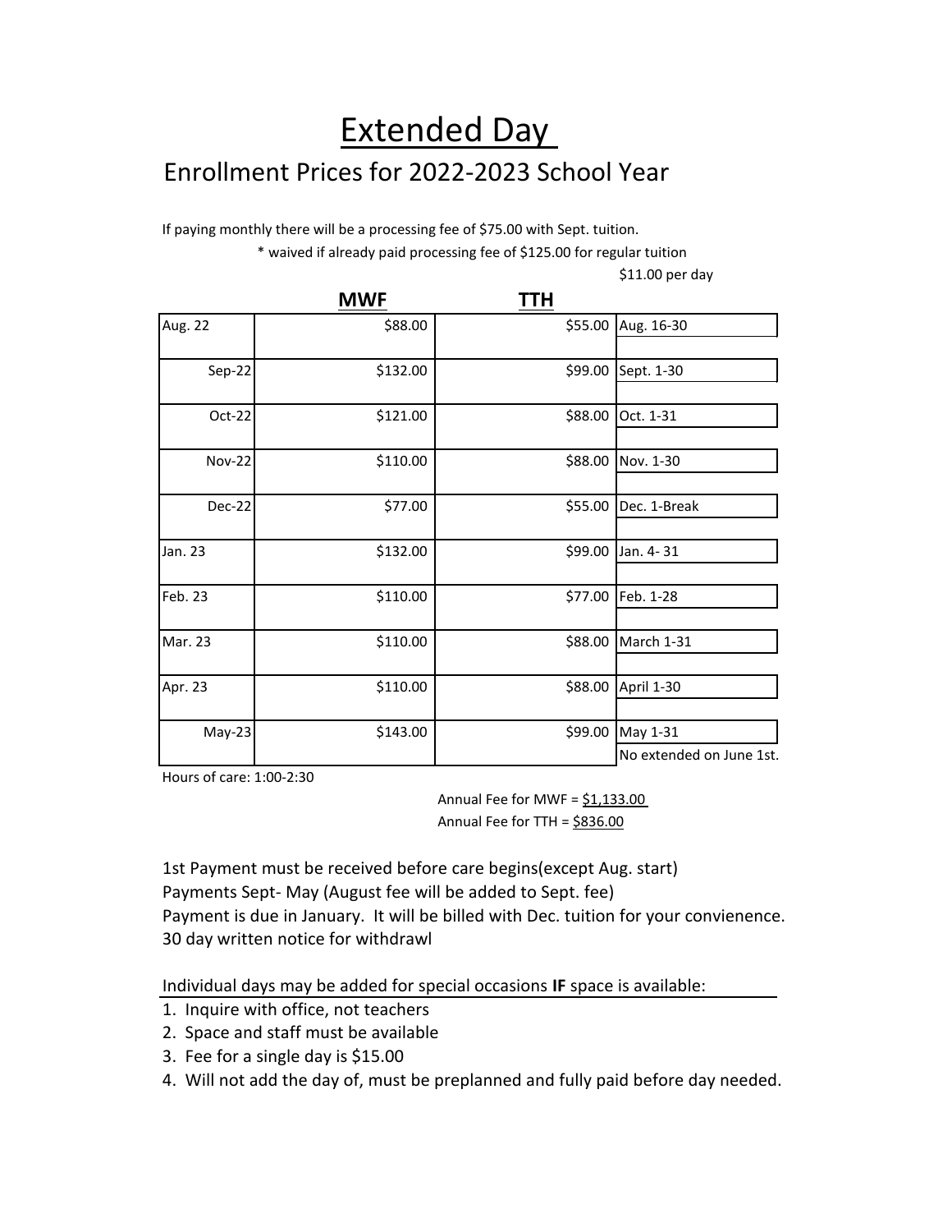# Extended Day

## Enrollment Prices for 2022-2023 School Year

If paying monthly there will be a processing fee of $75.00 with Sept. tuition.

* waived if already paid processing fee of $125.00 for regular tuition

$11.00 per day

| | MWF | TTH | |
|---|---|---|---|
| Aug. 22 | $88.00 | $55.00 | Aug. 16-30 |
| Sep-22 | $132.00 | $99.00 | Sept. 1-30 |
| Oct-22 | $121.00 | $88.00 | Oct. 1-31 |
| Nov-22 | $110.00 | $88.00 | Nov. 1-30 |
| Dec-22 | $77.00 | $55.00 | Dec. 1-Break |
| Jan. 23 | $132.00 | $99.00 | Jan. 4- 31 |
| Feb. 23 | $110.00 | $77.00 | Feb. 1-28 |
| Mar. 23 | $110.00 | $88.00 | March 1-31 |
| Apr. 23 | $110.00 | $88.00 | April 1-30 |
| May-23 | $143.00 | $99.00 | May 1-31<br>No extended on June 1st. |

Hours of care: 1:00-2:30

Annual Fee for MWF = $1,133.00

Annual Fee for TTH = $836.00

1st Payment must be received before care begins(except Aug. start)
Payments Sept- May (August fee will be added to Sept. fee)
Payment is due in January. It will be billed with Dec. tuition for your convienience.
30 day written notice for withdrawl

Individual days may be added for special occasions **IF** space is available:

1. Inquire with office, not teachers
2. Space and staff must be available
3. Fee for a single day is $15.00
4. Will not add the day of, must be preplanned and fully paid before day needed.